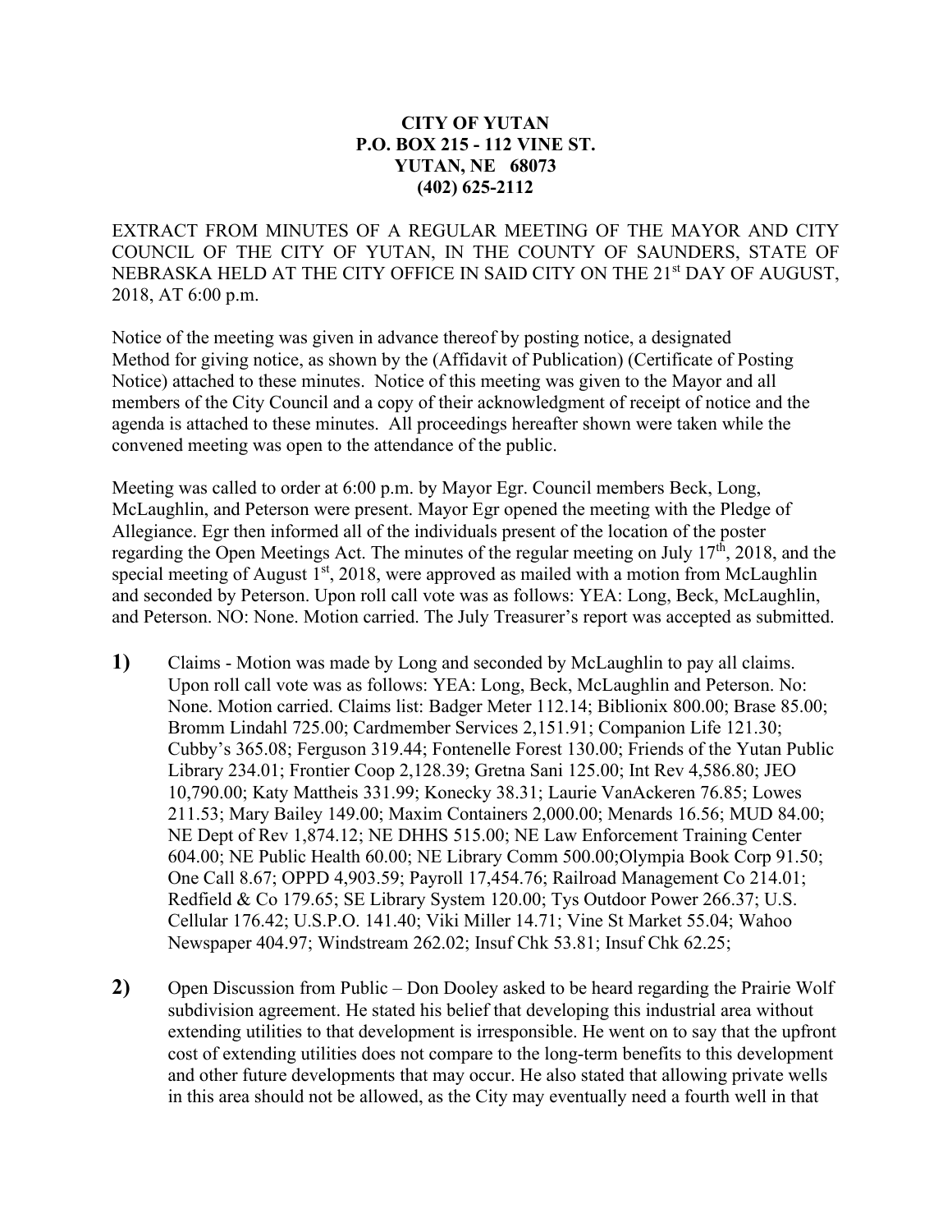**CITY OF YUTAN**
**P.O. BOX 215 - 112 VINE ST.**
**YUTAN, NE 68073**
**(402) 625-2112**

EXTRACT FROM MINUTES OF A REGULAR MEETING OF THE MAYOR AND CITY COUNCIL OF THE CITY OF YUTAN, IN THE COUNTY OF SAUNDERS, STATE OF NEBRASKA HELD AT THE CITY OFFICE IN SAID CITY ON THE 21st DAY OF AUGUST, 2018, AT 6:00 p.m.

Notice of the meeting was given in advance thereof by posting notice, a designated Method for giving notice, as shown by the (Affidavit of Publication) (Certificate of Posting Notice) attached to these minutes. Notice of this meeting was given to the Mayor and all members of the City Council and a copy of their acknowledgment of receipt of notice and the agenda is attached to these minutes. All proceedings hereafter shown were taken while the convened meeting was open to the attendance of the public.

Meeting was called to order at 6:00 p.m. by Mayor Egr. Council members Beck, Long, McLaughlin, and Peterson were present. Mayor Egr opened the meeting with the Pledge of Allegiance. Egr then informed all of the individuals present of the location of the poster regarding the Open Meetings Act. The minutes of the regular meeting on July 17th, 2018, and the special meeting of August 1st, 2018, were approved as mailed with a motion from McLaughlin and seconded by Peterson. Upon roll call vote was as follows: YEA: Long, Beck, McLaughlin, and Peterson. NO: None. Motion carried. The July Treasurer's report was accepted as submitted.

**1)** Claims - Motion was made by Long and seconded by McLaughlin to pay all claims. Upon roll call vote was as follows: YEA: Long, Beck, McLaughlin and Peterson. No: None. Motion carried. Claims list: Badger Meter 112.14; Biblionix 800.00; Brase 85.00; Bromm Lindahl 725.00; Cardmember Services 2,151.91; Companion Life 121.30; Cubby's 365.08; Ferguson 319.44; Fontenelle Forest 130.00; Friends of the Yutan Public Library 234.01; Frontier Coop 2,128.39; Gretna Sani 125.00; Int Rev 4,586.80; JEO 10,790.00; Katy Mattheis 331.99; Konecky 38.31; Laurie VanAckeren 76.85; Lowes 211.53; Mary Bailey 149.00; Maxim Containers 2,000.00; Menards 16.56; MUD 84.00; NE Dept of Rev 1,874.12; NE DHHS 515.00; NE Law Enforcement Training Center 604.00; NE Public Health 60.00; NE Library Comm 500.00;Olympia Book Corp 91.50; One Call 8.67; OPPD 4,903.59; Payroll 17,454.76; Railroad Management Co 214.01; Redfield & Co 179.65; SE Library System 120.00; Tys Outdoor Power 266.37; U.S. Cellular 176.42; U.S.P.O. 141.40; Viki Miller 14.71; Vine St Market 55.04; Wahoo Newspaper 404.97; Windstream 262.02; Insuf Chk 53.81; Insuf Chk 62.25;

**2)** Open Discussion from Public – Don Dooley asked to be heard regarding the Prairie Wolf subdivision agreement. He stated his belief that developing this industrial area without extending utilities to that development is irresponsible. He went on to say that the upfront cost of extending utilities does not compare to the long-term benefits to this development and other future developments that may occur. He also stated that allowing private wells in this area should not be allowed, as the City may eventually need a fourth well in that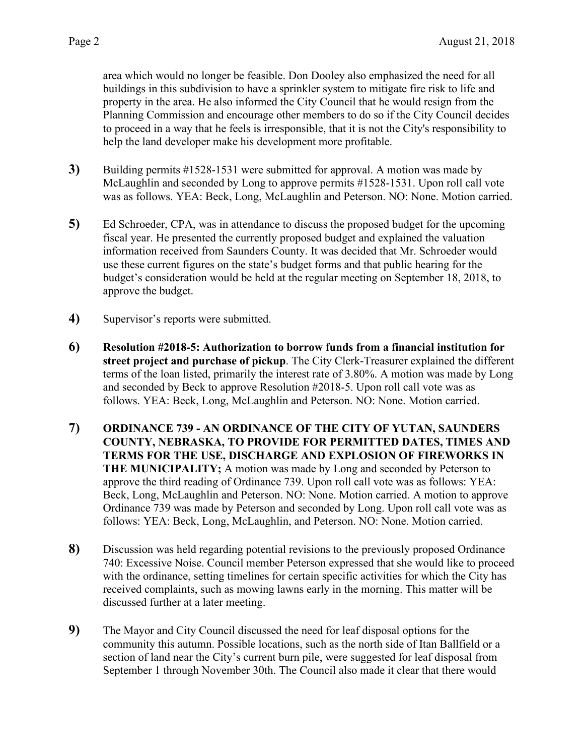area which would no longer be feasible. Don Dooley also emphasized the need for all buildings in this subdivision to have a sprinkler system to mitigate fire risk to life and property in the area. He also informed the City Council that he would resign from the Planning Commission and encourage other members to do so if the City Council decides to proceed in a way that he feels is irresponsible, that it is not the City's responsibility to help the land developer make his development more profitable.

**3)** Building permits #1528-1531 were submitted for approval. A motion was made by McLaughlin and seconded by Long to approve permits #1528-1531. Upon roll call vote was as follows. YEA: Beck, Long, McLaughlin and Peterson. NO: None. Motion carried.

**5)** Ed Schroeder, CPA, was in attendance to discuss the proposed budget for the upcoming fiscal year. He presented the currently proposed budget and explained the valuation information received from Saunders County. It was decided that Mr. Schroeder would use these current figures on the state's budget forms and that public hearing for the budget's consideration would be held at the regular meeting on September 18, 2018, to approve the budget.

**4)** Supervisor's reports were submitted.

**6)** **Resolution #2018-5: Authorization to borrow funds from a financial institution for street project and purchase of pickup**. The City Clerk-Treasurer explained the different terms of the loan listed, primarily the interest rate of 3.80%. A motion was made by Long and seconded by Beck to approve Resolution #2018-5. Upon roll call vote was as follows. YEA: Beck, Long, McLaughlin and Peterson. NO: None. Motion carried.

**7)** **ORDINANCE 739 - AN ORDINANCE OF THE CITY OF YUTAN, SAUNDERS COUNTY, NEBRASKA, TO PROVIDE FOR PERMITTED DATES, TIMES AND TERMS FOR THE USE, DISCHARGE AND EXPLOSION OF FIREWORKS IN THE MUNICIPALITY;** A motion was made by Long and seconded by Peterson to approve the third reading of Ordinance 739. Upon roll call vote was as follows: YEA: Beck, Long, McLaughlin and Peterson. NO: None. Motion carried. A motion to approve Ordinance 739 was made by Peterson and seconded by Long. Upon roll call vote was as follows: YEA: Beck, Long, McLaughlin, and Peterson. NO: None. Motion carried.

**8)** Discussion was held regarding potential revisions to the previously proposed Ordinance 740: Excessive Noise. Council member Peterson expressed that she would like to proceed with the ordinance, setting timelines for certain specific activities for which the City has received complaints, such as mowing lawns early in the morning. This matter will be discussed further at a later meeting.

**9)** The Mayor and City Council discussed the need for leaf disposal options for the community this autumn. Possible locations, such as the north side of Itan Ballfield or a section of land near the City's current burn pile, were suggested for leaf disposal from September 1 through November 30th. The Council also made it clear that there would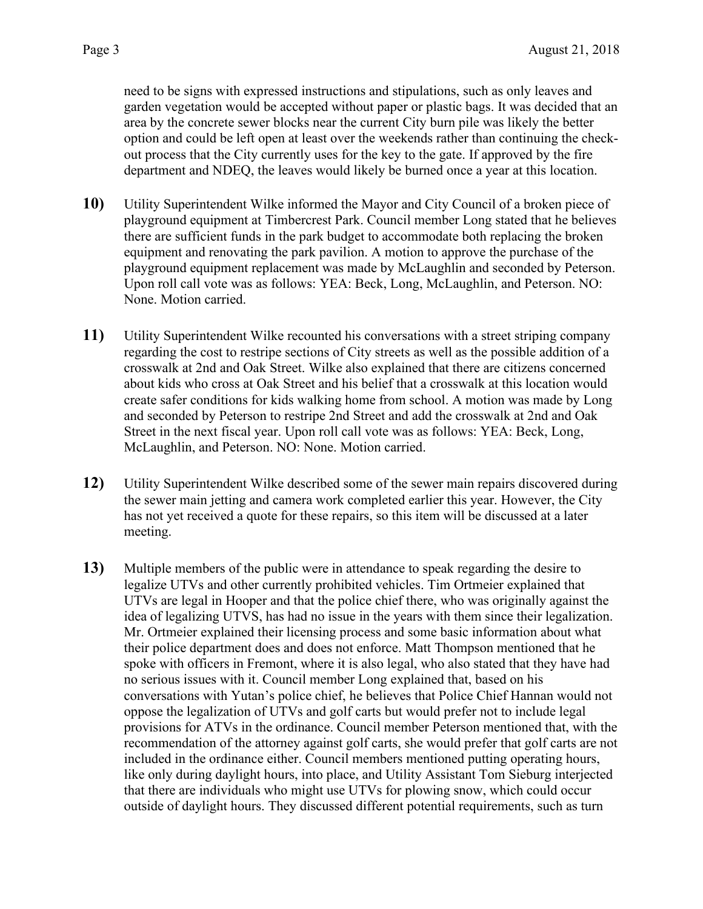need to be signs with expressed instructions and stipulations, such as only leaves and garden vegetation would be accepted without paper or plastic bags. It was decided that an area by the concrete sewer blocks near the current City burn pile was likely the better option and could be left open at least over the weekends rather than continuing the check-out process that the City currently uses for the key to the gate. If approved by the fire department and NDEQ, the leaves would likely be burned once a year at this location.

**10)** Utility Superintendent Wilke informed the Mayor and City Council of a broken piece of playground equipment at Timbercrest Park. Council member Long stated that he believes there are sufficient funds in the park budget to accommodate both replacing the broken equipment and renovating the park pavilion. A motion to approve the purchase of the playground equipment replacement was made by McLaughlin and seconded by Peterson. Upon roll call vote was as follows: YEA: Beck, Long, McLaughlin, and Peterson. NO: None. Motion carried.

**11)** Utility Superintendent Wilke recounted his conversations with a street striping company regarding the cost to restripe sections of City streets as well as the possible addition of a crosswalk at 2nd and Oak Street. Wilke also explained that there are citizens concerned about kids who cross at Oak Street and his belief that a crosswalk at this location would create safer conditions for kids walking home from school. A motion was made by Long and seconded by Peterson to restripe 2nd Street and add the crosswalk at 2nd and Oak Street in the next fiscal year. Upon roll call vote was as follows: YEA: Beck, Long, McLaughlin, and Peterson. NO: None. Motion carried.

**12)** Utility Superintendent Wilke described some of the sewer main repairs discovered during the sewer main jetting and camera work completed earlier this year. However, the City has not yet received a quote for these repairs, so this item will be discussed at a later meeting.

**13)** Multiple members of the public were in attendance to speak regarding the desire to legalize UTVs and other currently prohibited vehicles. Tim Ortmeier explained that UTVs are legal in Hooper and that the police chief there, who was originally against the idea of legalizing UTVS, has had no issue in the years with them since their legalization. Mr. Ortmeier explained their licensing process and some basic information about what their police department does and does not enforce. Matt Thompson mentioned that he spoke with officers in Fremont, where it is also legal, who also stated that they have had no serious issues with it. Council member Long explained that, based on his conversations with Yutan's police chief, he believes that Police Chief Hannan would not oppose the legalization of UTVs and golf carts but would prefer not to include legal provisions for ATVs in the ordinance. Council member Peterson mentioned that, with the recommendation of the attorney against golf carts, she would prefer that golf carts are not included in the ordinance either. Council members mentioned putting operating hours, like only during daylight hours, into place, and Utility Assistant Tom Sieburg interjected that there are individuals who might use UTVs for plowing snow, which could occur outside of daylight hours. They discussed different potential requirements, such as turn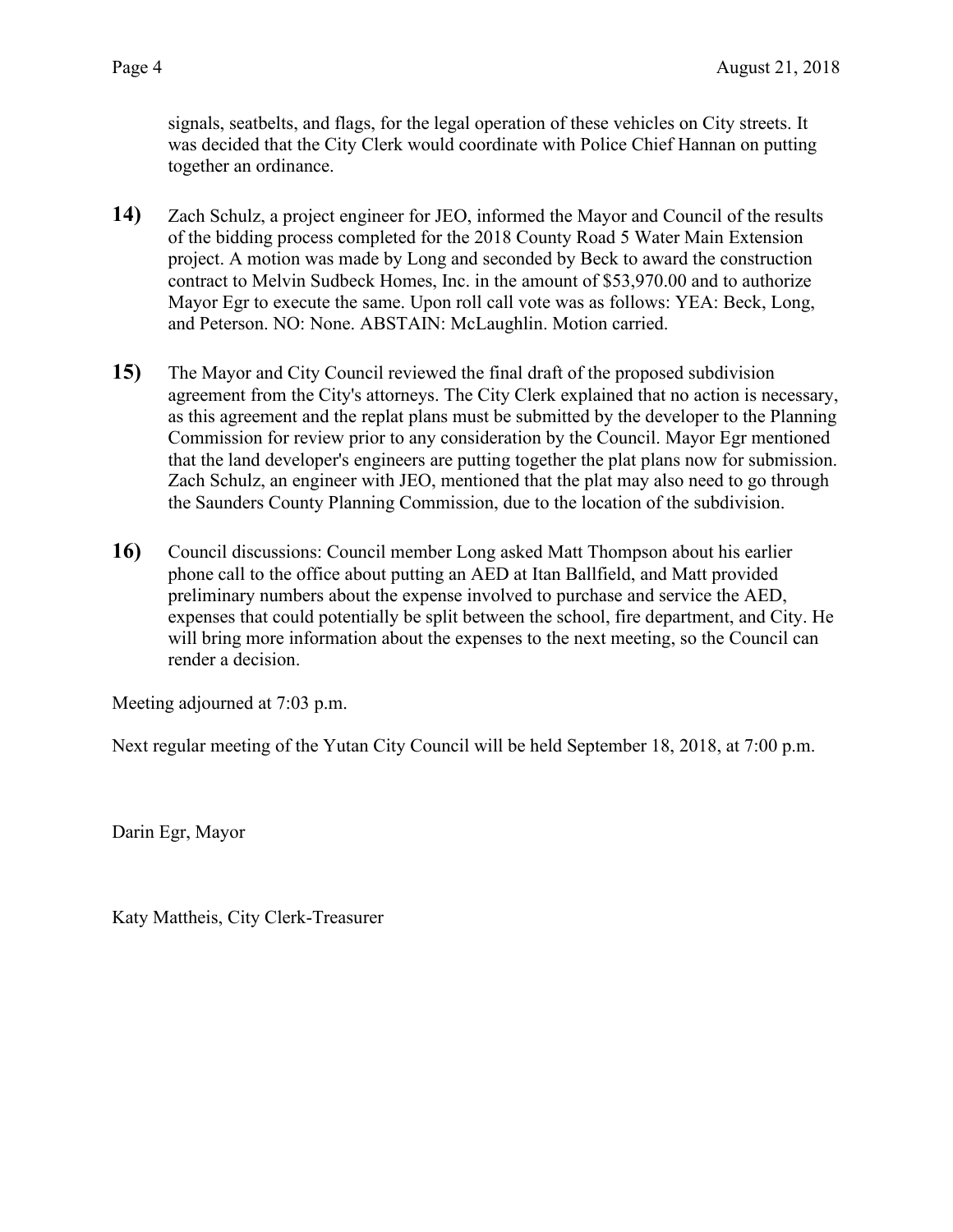signals, seatbelts, and flags, for the legal operation of these vehicles on City streets. It was decided that the City Clerk would coordinate with Police Chief Hannan on putting together an ordinance.

**14)** Zach Schulz, a project engineer for JEO, informed the Mayor and Council of the results of the bidding process completed for the 2018 County Road 5 Water Main Extension project. A motion was made by Long and seconded by Beck to award the construction contract to Melvin Sudbeck Homes, Inc. in the amount of $53,970.00 and to authorize Mayor Egr to execute the same. Upon roll call vote was as follows: YEA: Beck, Long, and Peterson. NO: None. ABSTAIN: McLaughlin. Motion carried.

**15)** The Mayor and City Council reviewed the final draft of the proposed subdivision agreement from the City's attorneys. The City Clerk explained that no action is necessary, as this agreement and the replat plans must be submitted by the developer to the Planning Commission for review prior to any consideration by the Council. Mayor Egr mentioned that the land developer's engineers are putting together the plat plans now for submission. Zach Schulz, an engineer with JEO, mentioned that the plat may also need to go through the Saunders County Planning Commission, due to the location of the subdivision.

**16)** Council discussions: Council member Long asked Matt Thompson about his earlier phone call to the office about putting an AED at Itan Ballfield, and Matt provided preliminary numbers about the expense involved to purchase and service the AED, expenses that could potentially be split between the school, fire department, and City. He will bring more information about the expenses to the next meeting, so the Council can render a decision.

Meeting adjourned at 7:03 p.m.

Next regular meeting of the Yutan City Council will be held September 18, 2018, at 7:00 p.m.

Darin Egr, Mayor

Katy Mattheis, City Clerk-Treasurer